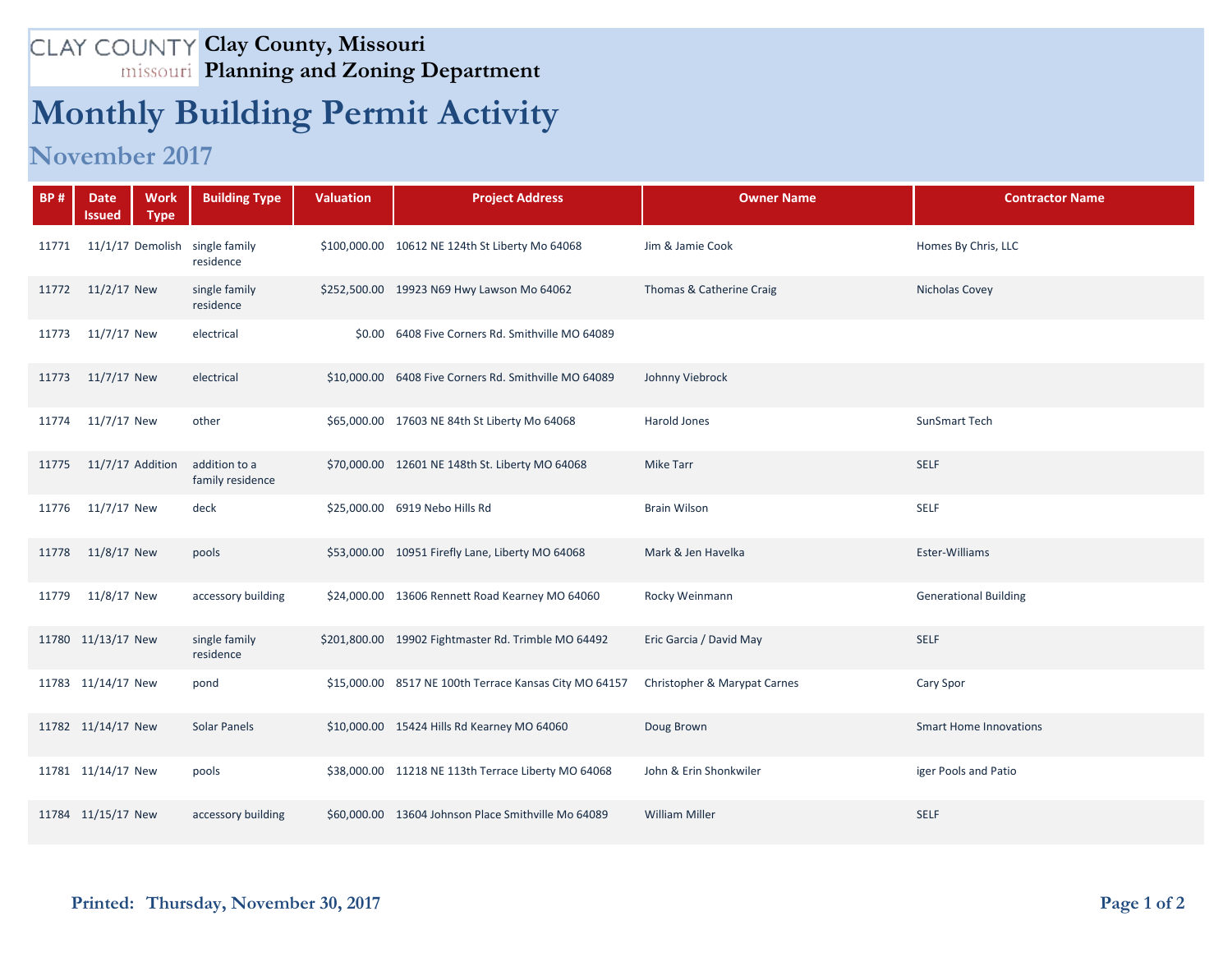# Clay County, Missouri
## Planning and Zoning Department

# Monthly Building Permit Activity

## November 2017

| BP # | Date Issued | Work Type | Building Type | Valuation | Project Address | Owner Name | Contractor Name |
|---|---|---|---|---|---|---|---|
| 11771 | 11/1/17 | Demolish | single family residence | $100,000.00 | 10612 NE 124th St Liberty Mo 64068 | Jim & Jamie Cook | Homes By Chris, LLC |
| 11772 | 11/2/17 | New | single family residence | $252,500.00 | 19923 N69 Hwy Lawson Mo 64062 | Thomas & Catherine Craig | Nicholas Covey |
| 11773 | 11/7/17 | New | electrical | $0.00 | 6408 Five Corners Rd. Smithville MO 64089 | | |
| 11773 | 11/7/17 | New | electrical | $10,000.00 | 6408 Five Corners Rd. Smithville MO 64089 | Johnny Viebrock | |
| 11774 | 11/7/17 | New | other | $65,000.00 | 17603 NE 84th St Liberty Mo 64068 | Harold Jones | SunSmart Tech |
| 11775 | 11/7/17 | Addition | addition to a family residence | $70,000.00 | 12601 NE 148th St. Liberty MO 64068 | Mike Tarr | SELF |
| 11776 | 11/7/17 | New | deck | $25,000.00 | 6919 Nebo Hills Rd | Brain Wilson | SELF |
| 11778 | 11/8/17 | New | pools | $53,000.00 | 10951 Firefly Lane, Liberty MO 64068 | Mark & Jen Havelka | Ester-Williams |
| 11779 | 11/8/17 | New | accessory building | $24,000.00 | 13606 Rennett Road Kearney MO 64060 | Rocky Weinmann | Generational Building |
| 11780 | 11/13/17 | New | single family residence | $201,800.00 | 19902 Fightmaster Rd. Trimble MO 64492 | Eric Garcia / David May | SELF |
| 11783 | 11/14/17 | New | pond | $15,000.00 | 8517 NE 100th Terrace Kansas City MO 64157 | Christopher & Marypat Carnes | Cary Spor |
| 11782 | 11/14/17 | New | Solar Panels | $10,000.00 | 15424 Hills Rd Kearney MO 64060 | Doug Brown | Smart Home Innovations |
| 11781 | 11/14/17 | New | pools | $38,000.00 | 11218 NE 113th Terrace Liberty MO 64068 | John & Erin Shonkwiler | iger Pools and Patio |
| 11784 | 11/15/17 | New | accessory building | $60,000.00 | 13604 Johnson Place Smithville Mo 64089 | William Miller | SELF |

**Printed: Thursday, November 30, 2017**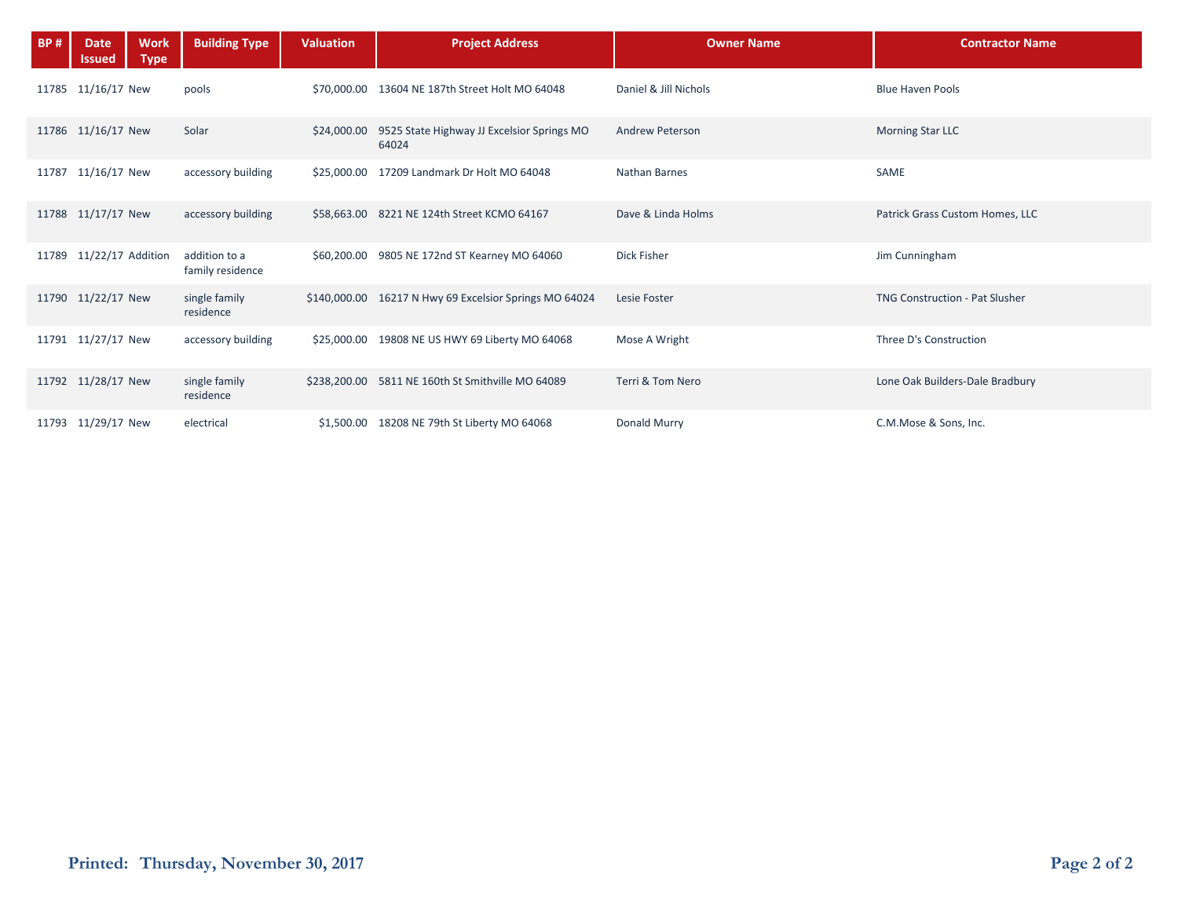| BP # | Date Issued | Work Type | Building Type | Valuation | Project Address | Owner Name | Contractor Name |
|---|---|---|---|---|---|---|---|
| 11785 | 11/16/17 | New | pools | $70,000.00 | 13604 NE 187th Street Holt MO 64048 | Daniel & Jill Nichols | Blue Haven Pools |
| 11786 | 11/16/17 | New | Solar | $24,000.00 | 9525 State Highway JJ Excelsior Springs MO 64024 | Andrew Peterson | Morning Star LLC |
| 11787 | 11/16/17 | New | accessory building | $25,000.00 | 17209 Landmark Dr Holt MO 64048 | Nathan Barnes | SAME |
| 11788 | 11/17/17 | New | accessory building | $58,663.00 | 8221 NE 124th Street KCMO 64167 | Dave & Linda Holms | Patrick Grass Custom Homes, LLC |
| 11789 | 11/22/17 | Addition | addition to a family residence | $60,200.00 | 9805 NE 172nd ST Kearney MO 64060 | Dick Fisher | Jim Cunningham |
| 11790 | 11/22/17 | New | single family residence | $140,000.00 | 16217 N Hwy 69 Excelsior Springs MO 64024 | Lesie Foster | TNG Construction - Pat Slusher |
| 11791 | 11/27/17 | New | accessory building | $25,000.00 | 19808 NE US HWY 69 Liberty MO 64068 | Mose A Wright | Three D's Construction |
| 11792 | 11/28/17 | New | single family residence | $238,200.00 | 5811 NE 160th St Smithville MO 64089 | Terri & Tom Nero | Lone Oak Builders-Dale Bradbury |
| 11793 | 11/29/17 | New | electrical | $1,500.00 | 18208 NE 79th St Liberty MO 64068 | Donald Murry | C.M.Mose & Sons, Inc. |

**Printed: Thursday, November 30, 2017**